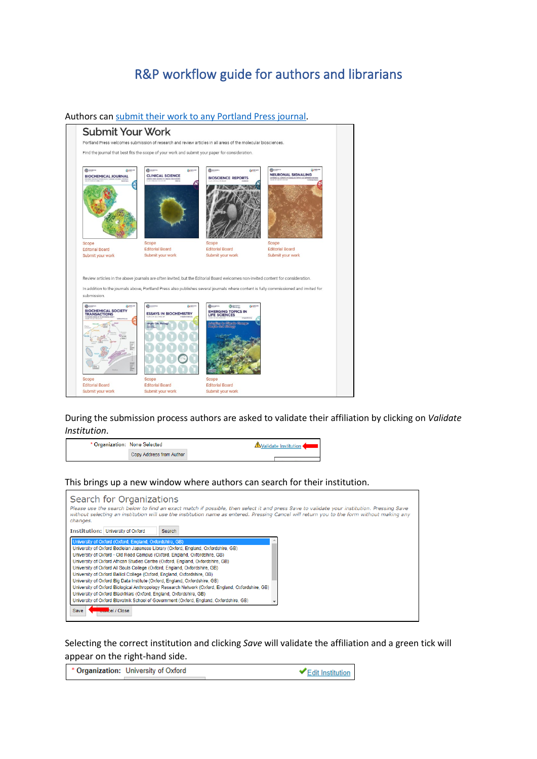# R&P workflow guide for authors and librarians

Authors can [submit their work to any Portland Press journal](#).

During the submission process authors are asked to validate their affiliation by clicking on *Validate Institution*.

This brings up a new window where authors can search for their institution.

Selecting the correct institution and clicking *Save* will validate the affiliation and a green tick will appear on the right-hand side.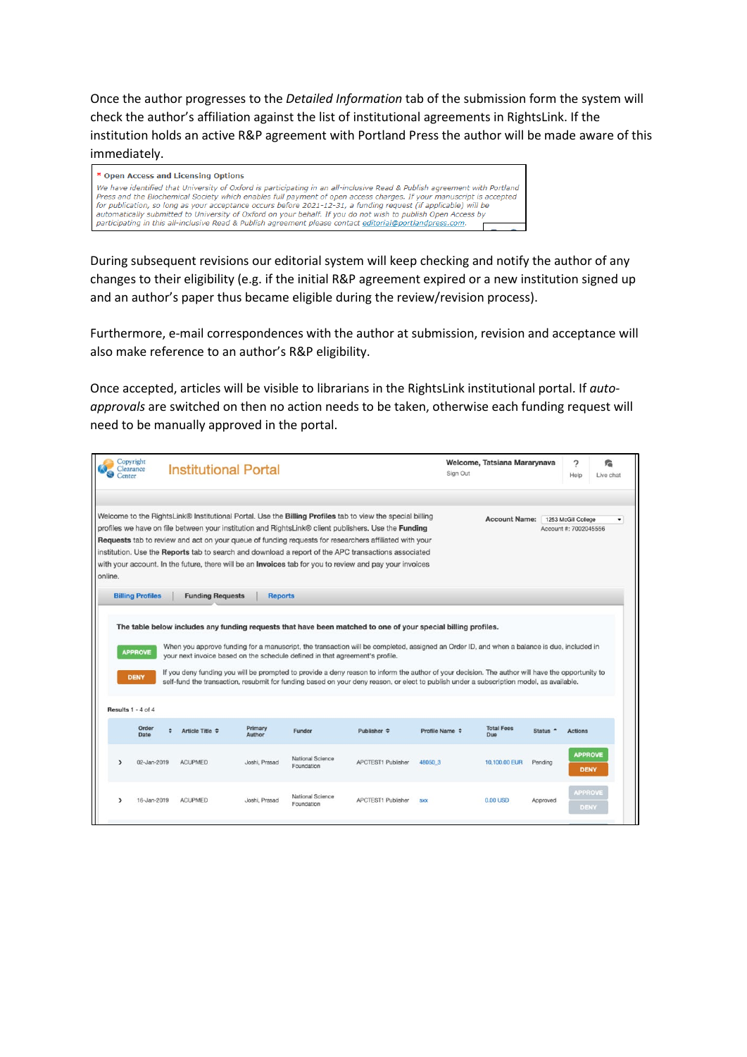Once the author progresses to the *Detailed Information* tab of the submission form the system will check the author's affiliation against the list of institutional agreements in RightsLink. If the institution holds an active R&P agreement with Portland Press the author will be made aware of this immediately.

> * Open Access and Licensing Options
>
> *We have identified that University of Oxford is participating in an all-inclusive Read & Publish agreement with Portland Press and the Biochemical Society which enables full payment of open access charges. If your manuscript is accepted for publication, so long as your acceptance occurs before 2021-12-31, a funding request (if applicable) will be automatically submitted to University of Oxford on your behalf. If you do not wish to publish Open Access by participating in this all-inclusive Read & Publish agreement please contact editorial@portlandpress.com.*

During subsequent revisions our editorial system will keep checking and notify the author of any changes to their eligibility (e.g. if the initial R&P agreement expired or a new institution signed up and an author's paper thus became eligible during the review/revision process).

Furthermore, e-mail correspondences with the author at submission, revision and acceptance will also make reference to an author's R&P eligibility.

Once accepted, articles will be visible to librarians in the RightsLink institutional portal. If *auto-approvals* are switched on then no action needs to be taken, otherwise each funding request will need to be manually approved in the portal.

**Copyright Clearance Center — Institutional Portal**

Welcome, Tatsiana Mararynava | Sign Out | Help | Live chat

Welcome to the RightsLink® Institutional Portal. Use the **Billing Profiles** tab to view the special billing profiles we have on file between your institution and RightsLink® client publishers. Use the **Funding Requests** tab to review and act on your queue of funding requests for researchers affiliated with your institution. Use the **Reports** tab to search and download a report of the APC transactions associated with your account. In the future, there will be an **Invoices** tab for you to review and pay your invoices online.

**Account Name:** 1253 McGill College
Account #: 7002045556

Billing Profiles | Funding Requests | Reports

**The table below includes any funding requests that have been matched to one of your special billing profiles.**

APPROVE — When you approve funding for a manuscript, the transaction will be completed, assigned an Order ID, and when a balance is due, included in your next invoice based on the schedule defined in that agreement's profile.

DENY — If you deny funding you will be prompted to provide a deny reason to inform the author of your decision. The author will have the opportunity to self-fund the transaction, resubmit for funding based on your deny reason, or elect to publish under a subscription model, as available.

Results 1 - 4 of 4

| | Order Date | Article Title | Primary Author | Funder | Publisher | Profile Name | Total Fees Due | Status | Actions |
|---|---|---|---|---|---|---|---|---|---|
| › | 02-Jan-2019 | ACUPMED | Joshi, Prasad | National Science Foundation | APCTEST1 Publisher | 48050_3 | 10,100.00 EUR | Pending | APPROVE / DENY |
| › | 16-Jan-2019 | ACUPMED | Joshi, Prasad | National Science Foundation | APCTEST1 Publisher | sxx | 0.00 USD | Approved | APPROVE / DENY |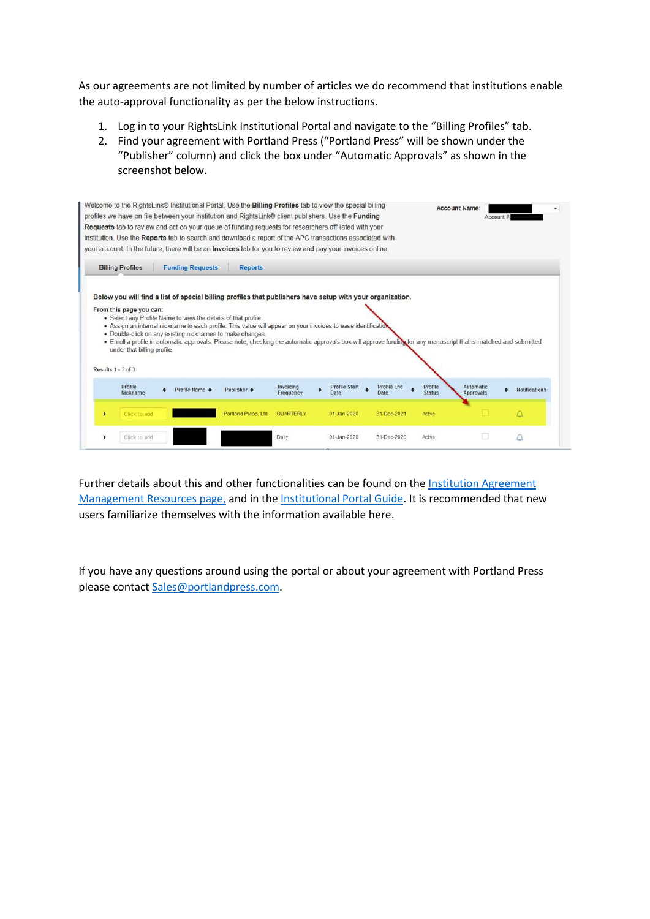As our agreements are not limited by number of articles we do recommend that institutions enable the auto-approval functionality as per the below instructions.

1. Log in to your RightsLink Institutional Portal and navigate to the "Billing Profiles" tab.
2. Find your agreement with Portland Press ("Portland Press" will be shown under the "Publisher" column) and click the box under "Automatic Approvals" as shown in the screenshot below.

Welcome to the RightsLink® Institutional Portal. Use the **Billing Profiles** tab to view the special billing profiles we have on file between your institution and RightsLink® client publishers. Use the **Funding Requests** tab to review and act on your queue of funding requests for researchers affiliated with your institution. Use the **Reports** tab to search and download a report of the APC transactions associated with your account. In the future, there will be an **Invoices** tab for you to review and pay your invoices online.

Account Name:
Account #

Billing Profiles | Funding Requests | Reports

**Below you will find a list of special billing profiles that publishers have setup with your organization.**

**From this page you can:**

- Select any Profile Name to view the details of that profile.
- Assign an internal nickname to each profile. This value will appear on your invoices to ease identification.
- Double-click on any existing nicknames to make changes.
- Enroll a profile in automatic approvals. Please note, checking the automatic approvals box will approve funding for any manuscript that is matched and submitted under that billing profile.

Results 1 - 3 of 3

| | Profile Nickname | Profile Name | Publisher | Invoicing Frequency | Profile Start Date | Profile End Date | Profile Status | Automatic Approvals | Notifications |
|---|---|---|---|---|---|---|---|---|---|
| › | Click to add | | Portland Press, Ltd. | QUARTERLY | 01-Jan-2020 | 31-Dec-2021 | Active | ☐ | |
| › | Click to add | | | Daily | 01-Jan-2020 | 31-Dec-2020 | Active | ☐ | |

Further details about this and other functionalities can be found on the [Institution Agreement Management Resources page,](#) and in the [Institutional Portal Guide](#). It is recommended that new users familiarize themselves with the information available here.

If you have any questions around using the portal or about your agreement with Portland Press please contact [Sales@portlandpress.com](mailto:Sales@portlandpress.com).